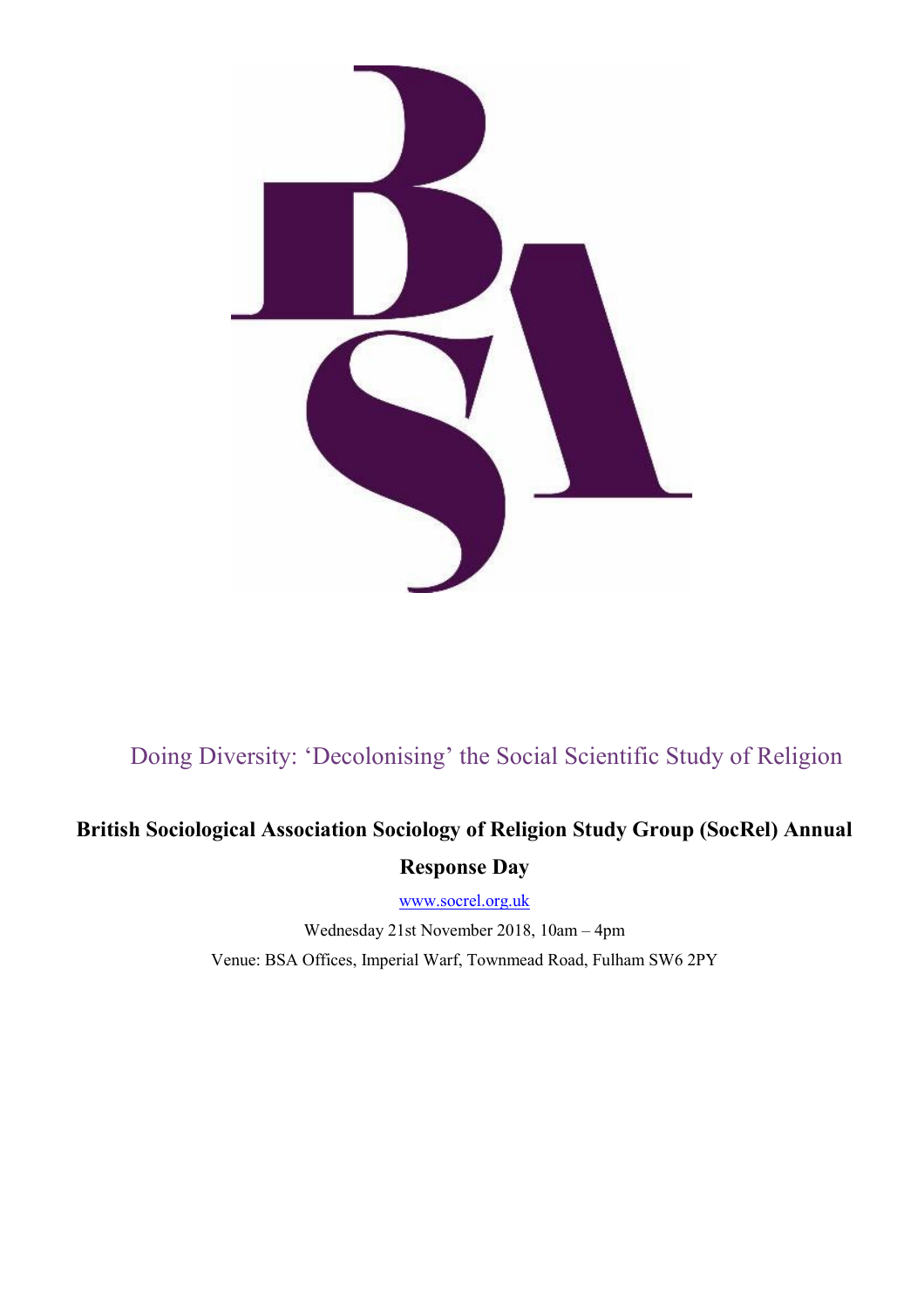# Doing Diversity: 'Decolonising' the Social Scientific Study of Religion

## British Sociological Association Sociology of Religion Study Group (SocRel) Annual Response Day

www.socrel.org.uk

Wednesday 21st November 2018, 10am – 4pm

Venue: BSA Offices, Imperial Warf, Townmead Road, Fulham SW6 2PY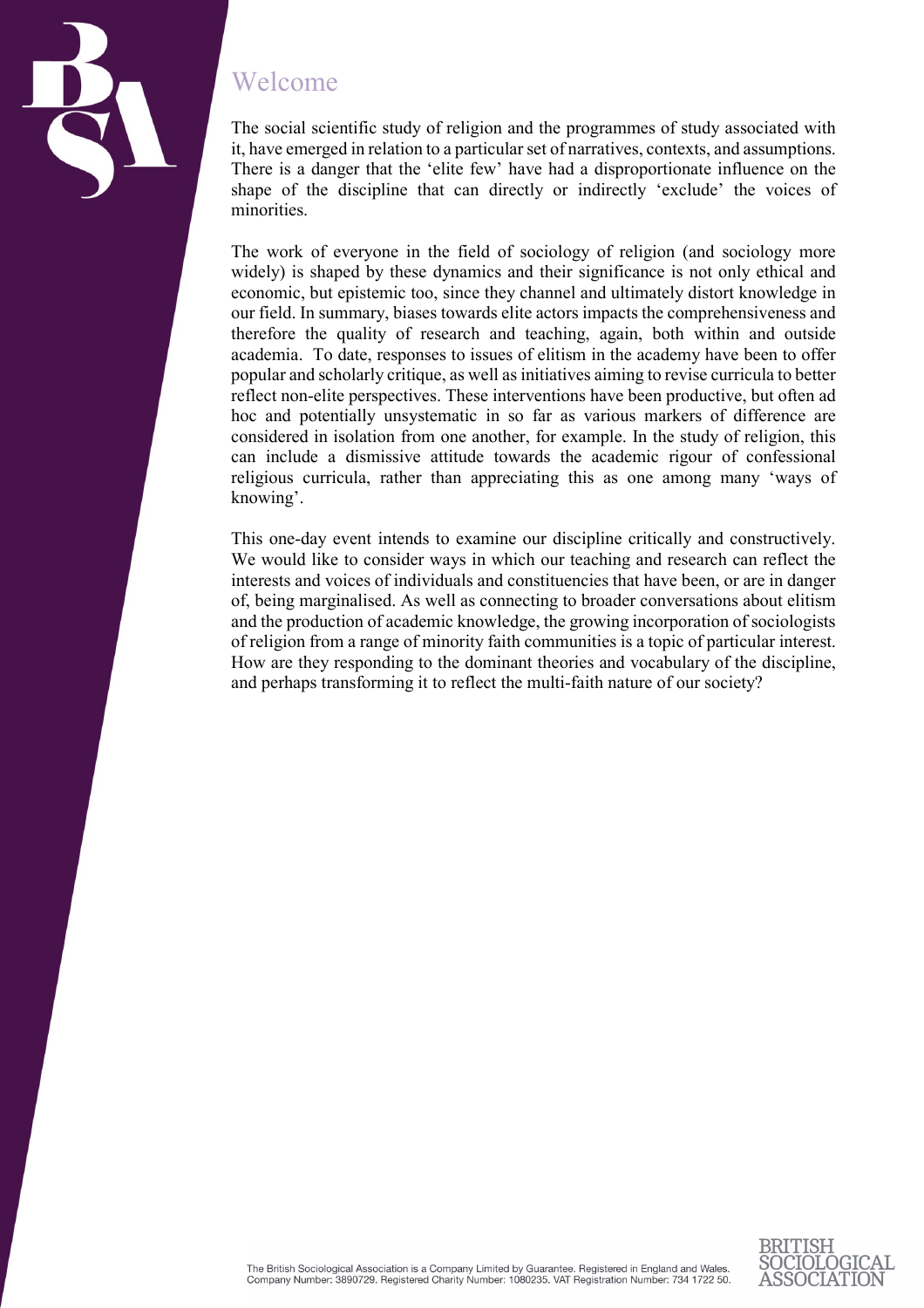# Welcome

The social scientific study of religion and the programmes of study associated with it, have emerged in relation to a particular set of narratives, contexts, and assumptions. There is a danger that the 'elite few' have had a disproportionate influence on the shape of the discipline that can directly or indirectly 'exclude' the voices of minorities.

The work of everyone in the field of sociology of religion (and sociology more widely) is shaped by these dynamics and their significance is not only ethical and economic, but epistemic too, since they channel and ultimately distort knowledge in our field. In summary, biases towards elite actors impacts the comprehensiveness and therefore the quality of research and teaching, again, both within and outside academia. To date, responses to issues of elitism in the academy have been to offer popular and scholarly critique, as well as initiatives aiming to revise curricula to better reflect non-elite perspectives. These interventions have been productive, but often ad hoc and potentially unsystematic in so far as various markers of difference are considered in isolation from one another, for example. In the study of religion, this can include a dismissive attitude towards the academic rigour of confessional religious curricula, rather than appreciating this as one among many 'ways of knowing'.

This one-day event intends to examine our discipline critically and constructively. We would like to consider ways in which our teaching and research can reflect the interests and voices of individuals and constituencies that have been, or are in danger of, being marginalised. As well as connecting to broader conversations about elitism and the production of academic knowledge, the growing incorporation of sociologists of religion from a range of minority faith communities is a topic of particular interest. How are they responding to the dominant theories and vocabulary of the discipline, and perhaps transforming it to reflect the multi-faith nature of our society?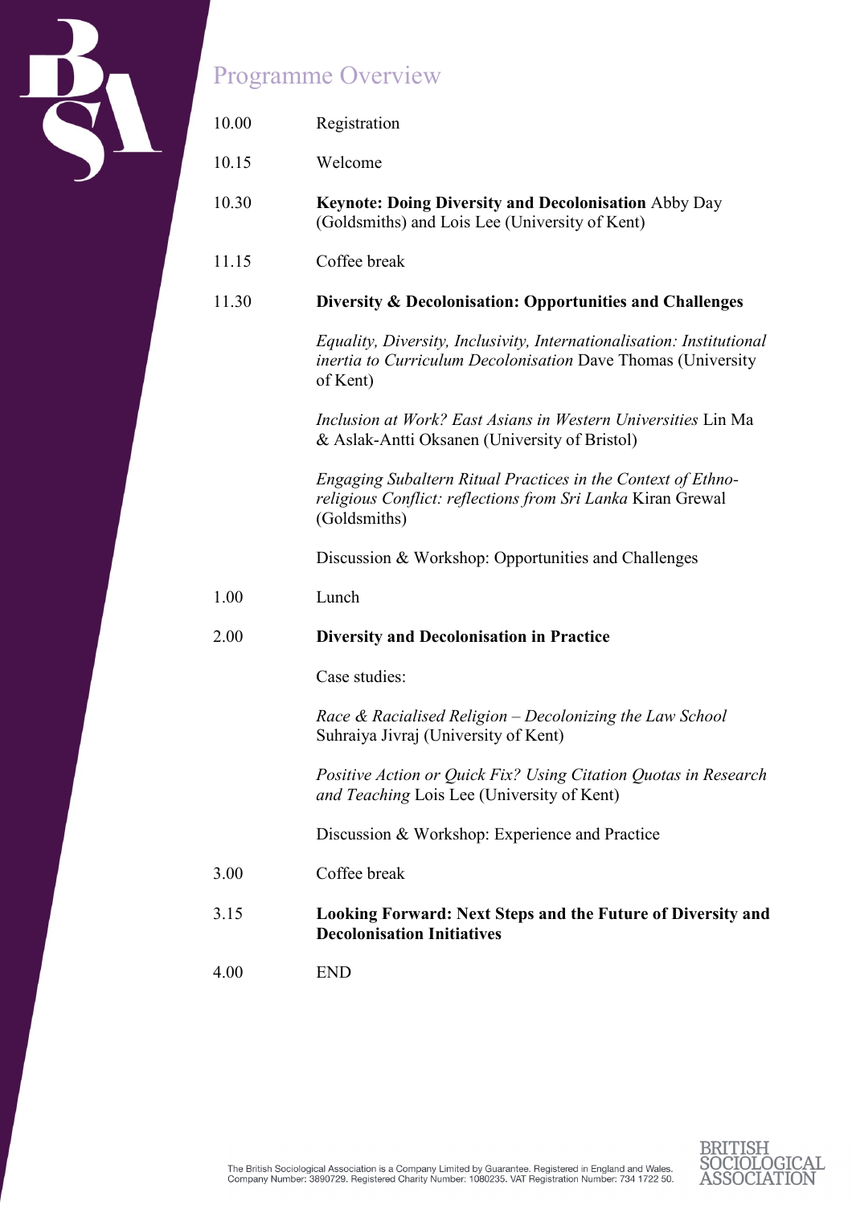# Programme Overview

| | |
|---|---|
| 10.00 | Registration |
| 10.15 | Welcome |
| 10.30 | **Keynote: Doing Diversity and Decolonisation** Abby Day (Goldsmiths) and Lois Lee (University of Kent) |
| 11.15 | Coffee break |
| 11.30 | **Diversity & Decolonisation: Opportunities and Challenges** |
| | *Equality, Diversity, Inclusivity, Internationalisation: Institutional inertia to Curriculum Decolonisation* Dave Thomas (University of Kent) |
| | *Inclusion at Work? East Asians in Western Universities* Lin Ma & Aslak-Antti Oksanen (University of Bristol) |
| | *Engaging Subaltern Ritual Practices in the Context of Ethno-religious Conflict: reflections from Sri Lanka* Kiran Grewal (Goldsmiths) |
| | Discussion & Workshop: Opportunities and Challenges |
| 1.00 | Lunch |
| 2.00 | **Diversity and Decolonisation in Practice** |
| | Case studies: |
| | *Race & Racialised Religion – Decolonizing the Law School* Suhraiya Jivraj (University of Kent) |
| | *Positive Action or Quick Fix? Using Citation Quotas in Research and Teaching* Lois Lee (University of Kent) |
| | Discussion & Workshop: Experience and Practice |
| 3.00 | Coffee break |
| 3.15 | **Looking Forward: Next Steps and the Future of Diversity and Decolonisation Initiatives** |
| 4.00 | END |

The British Sociological Association is a Company Limited by Guarantee. Registered in England and Wales. Company Number: 3890729. Registered Charity Number: 1080235. VAT Registration Number: 734 1722 50.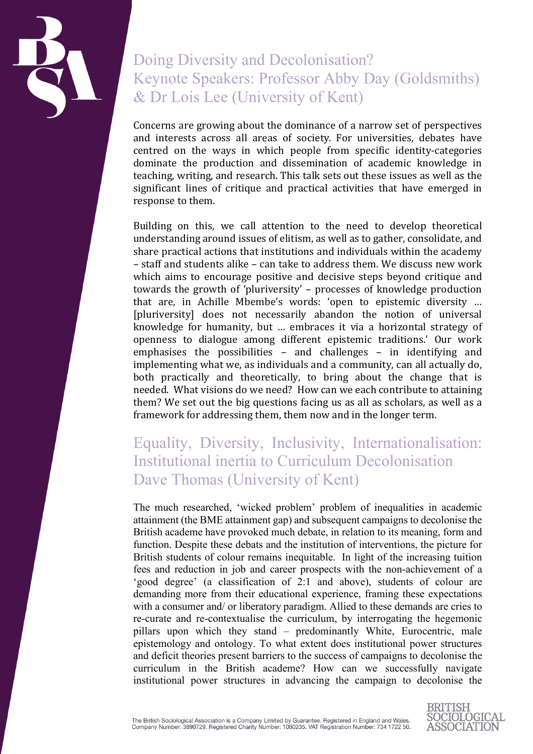## Doing Diversity and Decolonisation?
## Keynote Speakers: Professor Abby Day (Goldsmiths) & Dr Lois Lee (University of Kent)

Concerns are growing about the dominance of a narrow set of perspectives and interests across all areas of society. For universities, debates have centred on the ways in which people from specific identity-categories dominate the production and dissemination of academic knowledge in teaching, writing, and research. This talk sets out these issues as well as the significant lines of critique and practical activities that have emerged in response to them.

Building on this, we call attention to the need to develop theoretical understanding around issues of elitism, as well as to gather, consolidate, and share practical actions that institutions and individuals within the academy – staff and students alike – can take to address them. We discuss new work which aims to encourage positive and decisive steps beyond critique and towards the growth of 'pluriversity' – processes of knowledge production that are, in Achille Mbembe's words: 'open to epistemic diversity … [pluriversity] does not necessarily abandon the notion of universal knowledge for humanity, but … embraces it via a horizontal strategy of openness to dialogue among different epistemic traditions.' Our work emphasises the possibilities – and challenges – in identifying and implementing what we, as individuals and a community, can all actually do, both practically and theoretically, to bring about the change that is needed. What visions do we need? How can we each contribute to attaining them? We set out the big questions facing us as all as scholars, as well as a framework for addressing them, them now and in the longer term.

## Equality, Diversity, Inclusivity, Internationalisation: Institutional inertia to Curriculum Decolonisation
## Dave Thomas (University of Kent)

The much researched, 'wicked problem' problem of inequalities in academic attainment (the BME attainment gap) and subsequent campaigns to decolonise the British academe have provoked much debate, in relation to its meaning, form and function. Despite these debats and the institution of interventions, the picture for British students of colour remains inequitable. In light of the increasing tuition fees and reduction in job and career prospects with the non-achievement of a 'good degree' (a classification of 2:1 and above), students of colour are demanding more from their educational experience, framing these expectations with a consumer and/ or liberatory paradigm. Allied to these demands are cries to re-curate and re-contextualise the curriculum, by interrogating the hegemonic pillars upon which they stand – predominantly White, Eurocentric, male epistemology and ontology. To what extent does institutional power structures and deficit theories present barriers to the success of campaigns to decolonise the curriculum in the British academe? How can we successfully navigate institutional power structures in advancing the campaign to decolonise the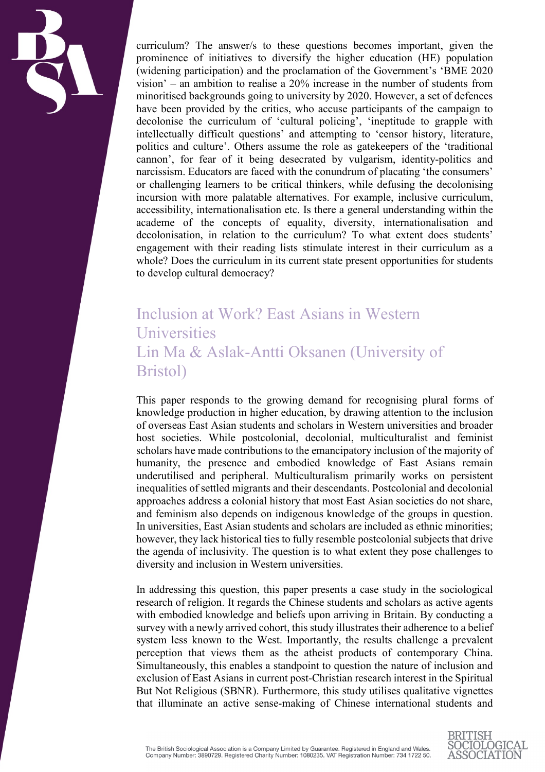curriculum? The answer/s to these questions becomes important, given the prominence of initiatives to diversify the higher education (HE) population (widening participation) and the proclamation of the Government's 'BME 2020 vision' – an ambition to realise a 20% increase in the number of students from minoritised backgrounds going to university by 2020. However, a set of defences have been provided by the critics, who accuse participants of the campaign to decolonise the curriculum of 'cultural policing', 'ineptitude to grapple with intellectually difficult questions' and attempting to 'censor history, literature, politics and culture'. Others assume the role as gatekeepers of the 'traditional cannon', for fear of it being desecrated by vulgarism, identity-politics and narcissism. Educators are faced with the conundrum of placating 'the consumers' or challenging learners to be critical thinkers, while defusing the decolonising incursion with more palatable alternatives. For example, inclusive curriculum, accessibility, internationalisation etc. Is there a general understanding within the academe of the concepts of equality, diversity, internationalisation and decolonisation, in relation to the curriculum? To what extent does students' engagement with their reading lists stimulate interest in their curriculum as a whole? Does the curriculum in its current state present opportunities for students to develop cultural democracy?

## Inclusion at Work? East Asians in Western Universities
## Lin Ma & Aslak-Antti Oksanen (University of Bristol)

This paper responds to the growing demand for recognising plural forms of knowledge production in higher education, by drawing attention to the inclusion of overseas East Asian students and scholars in Western universities and broader host societies. While postcolonial, decolonial, multiculturalist and feminist scholars have made contributions to the emancipatory inclusion of the majority of humanity, the presence and embodied knowledge of East Asians remain underutilised and peripheral. Multiculturalism primarily works on persistent inequalities of settled migrants and their descendants. Postcolonial and decolonial approaches address a colonial history that most East Asian societies do not share, and feminism also depends on indigenous knowledge of the groups in question. In universities, East Asian students and scholars are included as ethnic minorities; however, they lack historical ties to fully resemble postcolonial subjects that drive the agenda of inclusivity. The question is to what extent they pose challenges to diversity and inclusion in Western universities.

In addressing this question, this paper presents a case study in the sociological research of religion. It regards the Chinese students and scholars as active agents with embodied knowledge and beliefs upon arriving in Britain. By conducting a survey with a newly arrived cohort, this study illustrates their adherence to a belief system less known to the West. Importantly, the results challenge a prevalent perception that views them as the atheist products of contemporary China. Simultaneously, this enables a standpoint to question the nature of inclusion and exclusion of East Asians in current post-Christian research interest in the Spiritual But Not Religious (SBNR). Furthermore, this study utilises qualitative vignettes that illuminate an active sense-making of Chinese international students and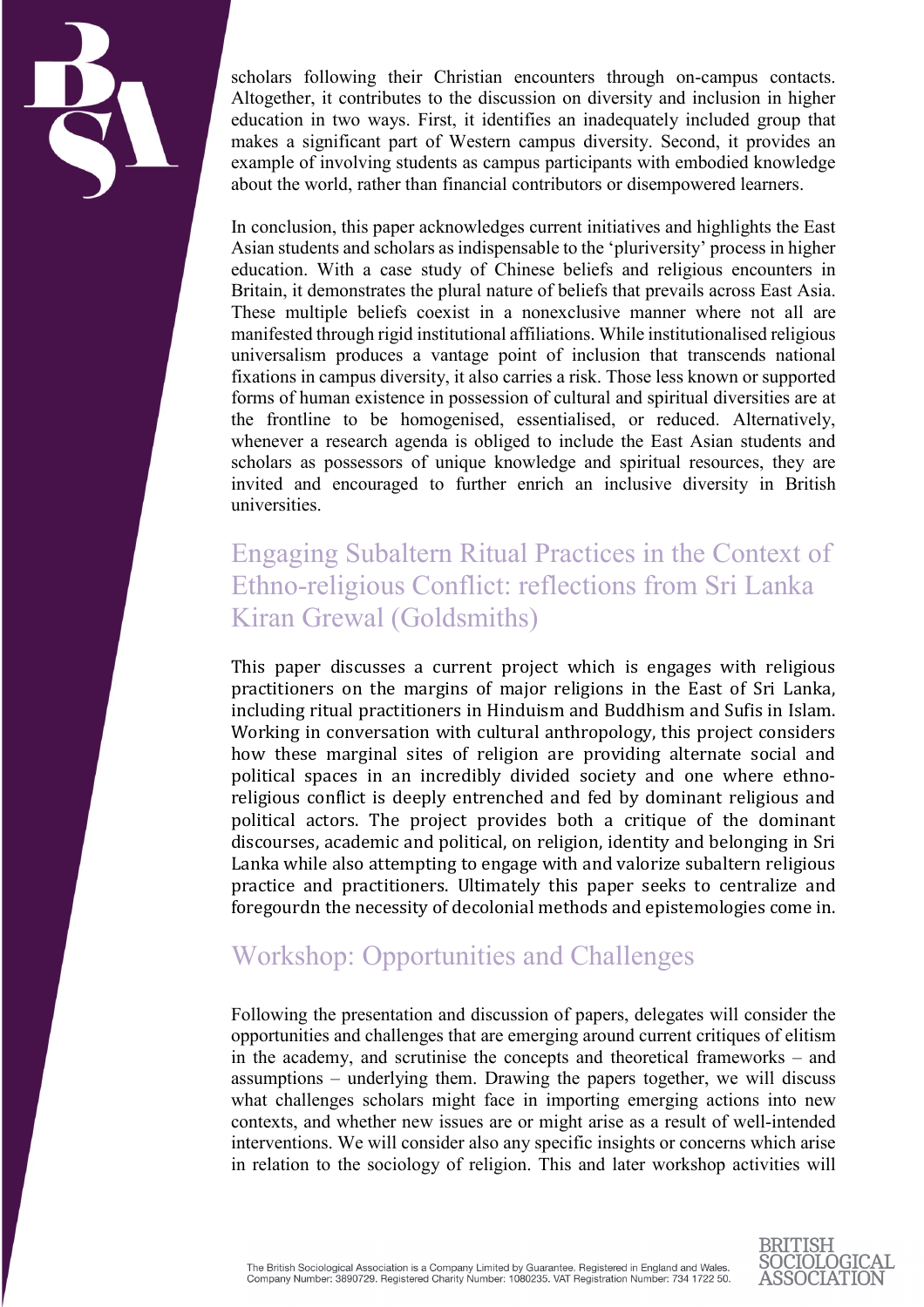scholars following their Christian encounters through on-campus contacts. Altogether, it contributes to the discussion on diversity and inclusion in higher education in two ways. First, it identifies an inadequately included group that makes a significant part of Western campus diversity. Second, it provides an example of involving students as campus participants with embodied knowledge about the world, rather than financial contributors or disempowered learners.

In conclusion, this paper acknowledges current initiatives and highlights the East Asian students and scholars as indispensable to the 'pluriversity' process in higher education. With a case study of Chinese beliefs and religious encounters in Britain, it demonstrates the plural nature of beliefs that prevails across East Asia. These multiple beliefs coexist in a nonexclusive manner where not all are manifested through rigid institutional affiliations. While institutionalised religious universalism produces a vantage point of inclusion that transcends national fixations in campus diversity, it also carries a risk. Those less known or supported forms of human existence in possession of cultural and spiritual diversities are at the frontline to be homogenised, essentialised, or reduced. Alternatively, whenever a research agenda is obliged to include the East Asian students and scholars as possessors of unique knowledge and spiritual resources, they are invited and encouraged to further enrich an inclusive diversity in British universities.

## Engaging Subaltern Ritual Practices in the Context of Ethno-religious Conflict: reflections from Sri Lanka
## Kiran Grewal (Goldsmiths)

This paper discusses a current project which is engages with religious practitioners on the margins of major religions in the East of Sri Lanka, including ritual practitioners in Hinduism and Buddhism and Sufis in Islam. Working in conversation with cultural anthropology, this project considers how these marginal sites of religion are providing alternate social and political spaces in an incredibly divided society and one where ethno-religious conflict is deeply entrenched and fed by dominant religious and political actors. The project provides both a critique of the dominant discourses, academic and political, on religion, identity and belonging in Sri Lanka while also attempting to engage with and valorize subaltern religious practice and practitioners. Ultimately this paper seeks to centralize and foregourdn the necessity of decolonial methods and epistemologies come in.

## Workshop: Opportunities and Challenges

Following the presentation and discussion of papers, delegates will consider the opportunities and challenges that are emerging around current critiques of elitism in the academy, and scrutinise the concepts and theoretical frameworks – and assumptions – underlying them. Drawing the papers together, we will discuss what challenges scholars might face in importing emerging actions into new contexts, and whether new issues are or might arise as a result of well-intended interventions. We will consider also any specific insights or concerns which arise in relation to the sociology of religion. This and later workshop activities will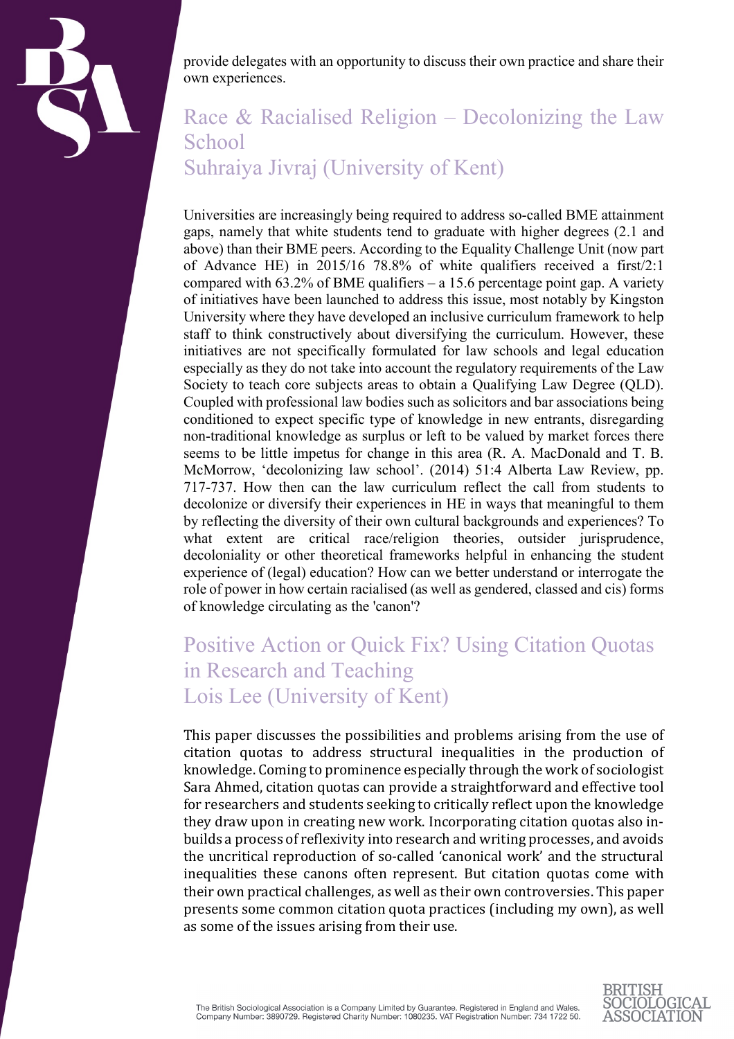provide delegates with an opportunity to discuss their own practice and share their own experiences.

## Race & Racialised Religion – Decolonizing the Law School
## Suhraiya Jivraj (University of Kent)

Universities are increasingly being required to address so-called BME attainment gaps, namely that white students tend to graduate with higher degrees (2.1 and above) than their BME peers. According to the Equality Challenge Unit (now part of Advance HE) in 2015/16 78.8% of white qualifiers received a first/2:1 compared with 63.2% of BME qualifiers – a 15.6 percentage point gap. A variety of initiatives have been launched to address this issue, most notably by Kingston University where they have developed an inclusive curriculum framework to help staff to think constructively about diversifying the curriculum. However, these initiatives are not specifically formulated for law schools and legal education especially as they do not take into account the regulatory requirements of the Law Society to teach core subjects areas to obtain a Qualifying Law Degree (QLD). Coupled with professional law bodies such as solicitors and bar associations being conditioned to expect specific type of knowledge in new entrants, disregarding non-traditional knowledge as surplus or left to be valued by market forces there seems to be little impetus for change in this area (R. A. MacDonald and T. B. McMorrow, 'decolonizing law school'. (2014) 51:4 Alberta Law Review, pp. 717-737. How then can the law curriculum reflect the call from students to decolonize or diversify their experiences in HE in ways that meaningful to them by reflecting the diversity of their own cultural backgrounds and experiences? To what extent are critical race/religion theories, outsider jurisprudence, decoloniality or other theoretical frameworks helpful in enhancing the student experience of (legal) education? How can we better understand or interrogate the role of power in how certain racialised (as well as gendered, classed and cis) forms of knowledge circulating as the 'canon'?

## Positive Action or Quick Fix? Using Citation Quotas in Research and Teaching
## Lois Lee (University of Kent)

This paper discusses the possibilities and problems arising from the use of citation quotas to address structural inequalities in the production of knowledge. Coming to prominence especially through the work of sociologist Sara Ahmed, citation quotas can provide a straightforward and effective tool for researchers and students seeking to critically reflect upon the knowledge they draw upon in creating new work. Incorporating citation quotas also in-builds a process of reflexivity into research and writing processes, and avoids the uncritical reproduction of so-called 'canonical work' and the structural inequalities these canons often represent. But citation quotas come with their own practical challenges, as well as their own controversies. This paper presents some common citation quota practices (including my own), as well as some of the issues arising from their use.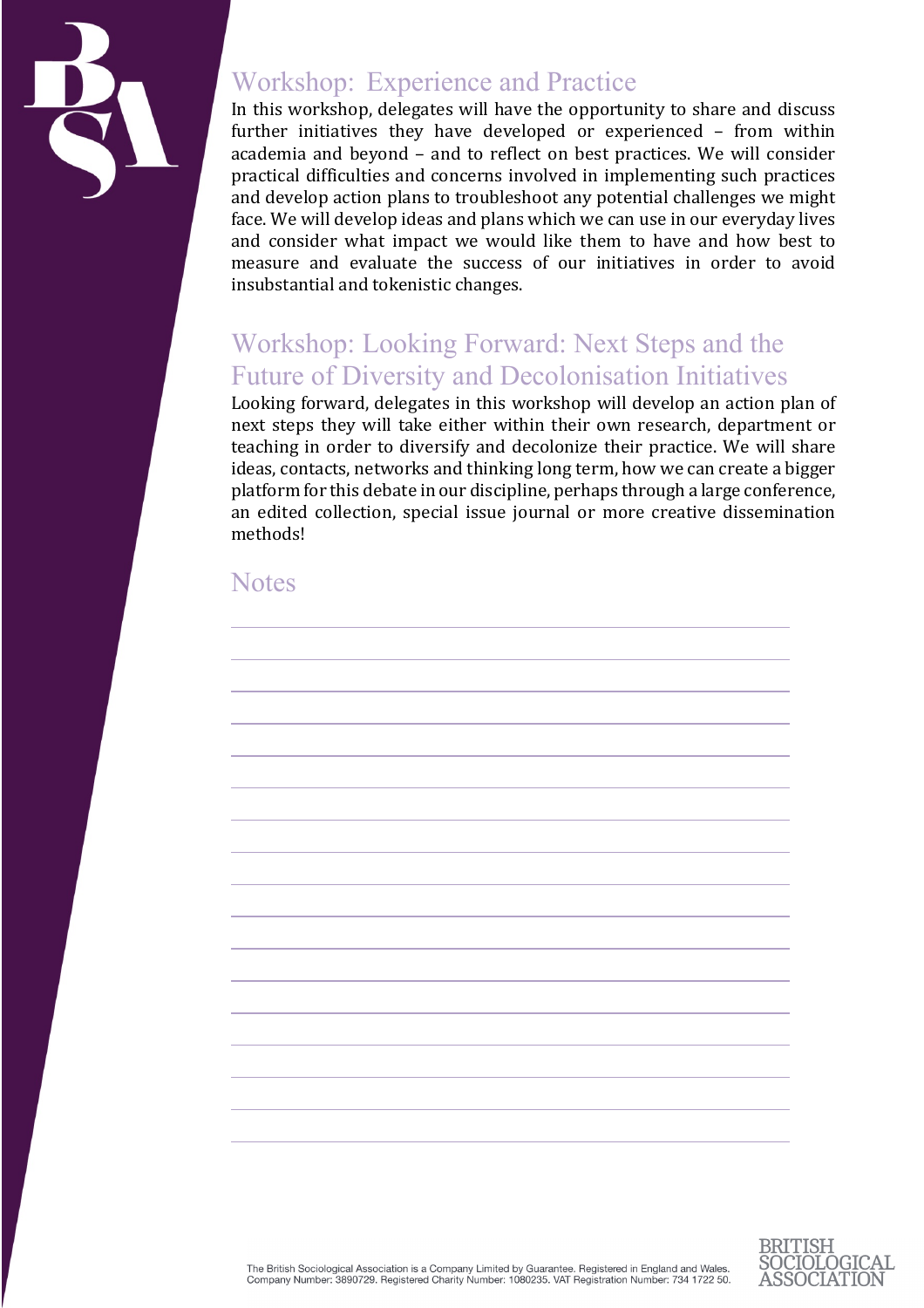## Workshop: Experience and Practice

In this workshop, delegates will have the opportunity to share and discuss further initiatives they have developed or experienced – from within academia and beyond – and to reflect on best practices. We will consider practical difficulties and concerns involved in implementing such practices and develop action plans to troubleshoot any potential challenges we might face. We will develop ideas and plans which we can use in our everyday lives and consider what impact we would like them to have and how best to measure and evaluate the success of our initiatives in order to avoid insubstantial and tokenistic changes.

## Workshop: Looking Forward: Next Steps and the Future of Diversity and Decolonisation Initiatives

Looking forward, delegates in this workshop will develop an action plan of next steps they will take either within their own research, department or teaching in order to diversify and decolonize their practice. We will share ideas, contacts, networks and thinking long term, how we can create a bigger platform for this debate in our discipline, perhaps through a large conference, an edited collection, special issue journal or more creative dissemination methods!

## Notes

The British Sociological Association is a Company Limited by Guarantee. Registered in England and Wales. Company Number: 3890729. Registered Charity Number: 1080235. VAT Registration Number: 734 1722 50.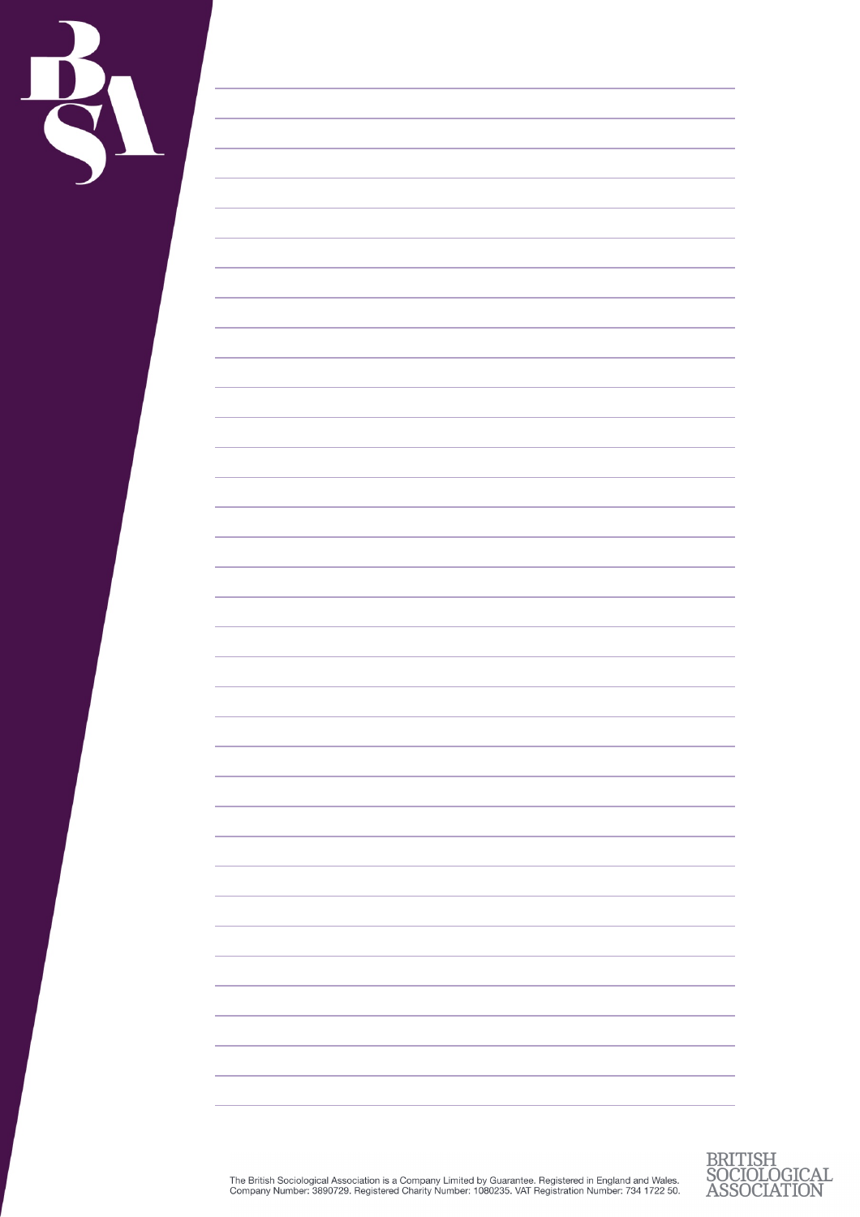The British Sociological Association is a Company Limited by Guarantee. Registered in England and Wales.
Company Number: 3890729. Registered Charity Number: 1080235. VAT Registration Number: 734 1722 50.